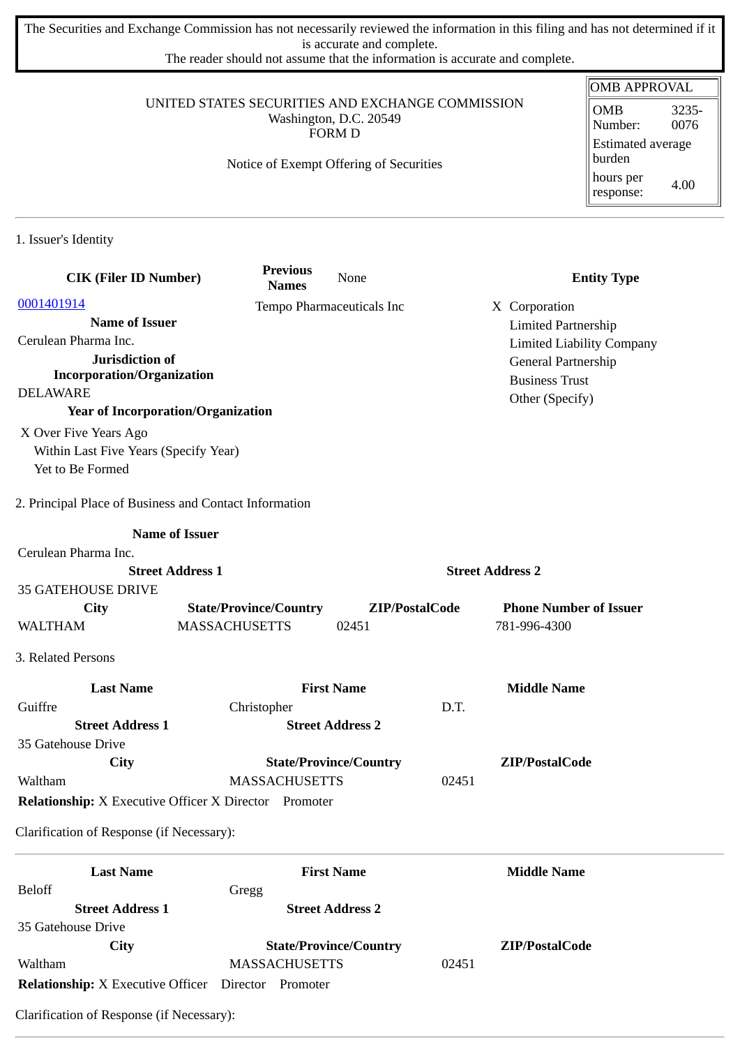The Securities and Exchange Commission has not necessarily reviewed the information in this filing and has not determined if it is accurate and complete.
The reader should not assume that the information is accurate and complete.

| OMB APPROVAL | |
|---|---|
| OMB Number: | 3235-0076 |
| Estimated average burden | |
| hours per response: | 4.00 |

UNITED STATES SECURITIES AND EXCHANGE COMMISSION
Washington, D.C. 20549
FORM D

Notice of Exempt Offering of Securities

## 1. Issuer's Identity

| CIK (Filer ID Number) | Previous Names | None | Entity Type |
|---|---|---|---|
| 0001401914 | Tempo Pharmaceuticals Inc | | X Corporation |

**Name of Issuer**
Cerulean Pharma Inc.

**Jurisdiction of Incorporation/Organization**
DELAWARE

**Year of Incorporation/Organization**
X Over Five Years Ago
Within Last Five Years (Specify Year)
Yet to Be Formed

Entity Type:
- X Corporation
- Limited Partnership
- Limited Liability Company
- General Partnership
- Business Trust
- Other (Specify)

## 2. Principal Place of Business and Contact Information

| Name of Issuer | | | |
|---|---|---|---|
| Cerulean Pharma Inc. | | | |
| **Street Address 1** | | **Street Address 2** | |
| 35 GATEHOUSE DRIVE | | | |
| **City** | **State/Province/Country** | **ZIP/PostalCode** | **Phone Number of Issuer** |
| WALTHAM | MASSACHUSETTS | 02451 | 781-996-4300 |

## 3. Related Persons

| Last Name | First Name | Middle Name |
|---|---|---|
| Guiffre | Christopher | D.T. |
| **Street Address 1** | **Street Address 2** | |
| 35 Gatehouse Drive | | |
| **City** | **State/Province/Country** | **ZIP/PostalCode** |
| Waltham | MASSACHUSETTS | 02451 |

**Relationship:** X Executive Officer X Director Promoter

Clarification of Response (if Necessary):

---

| Last Name | First Name | Middle Name |
|---|---|---|
| Beloff | Gregg | |
| **Street Address 1** | **Street Address 2** | |
| 35 Gatehouse Drive | | |
| **City** | **State/Province/Country** | **ZIP/PostalCode** |
| Waltham | MASSACHUSETTS | 02451 |

**Relationship:** X Executive Officer Director Promoter

Clarification of Response (if Necessary):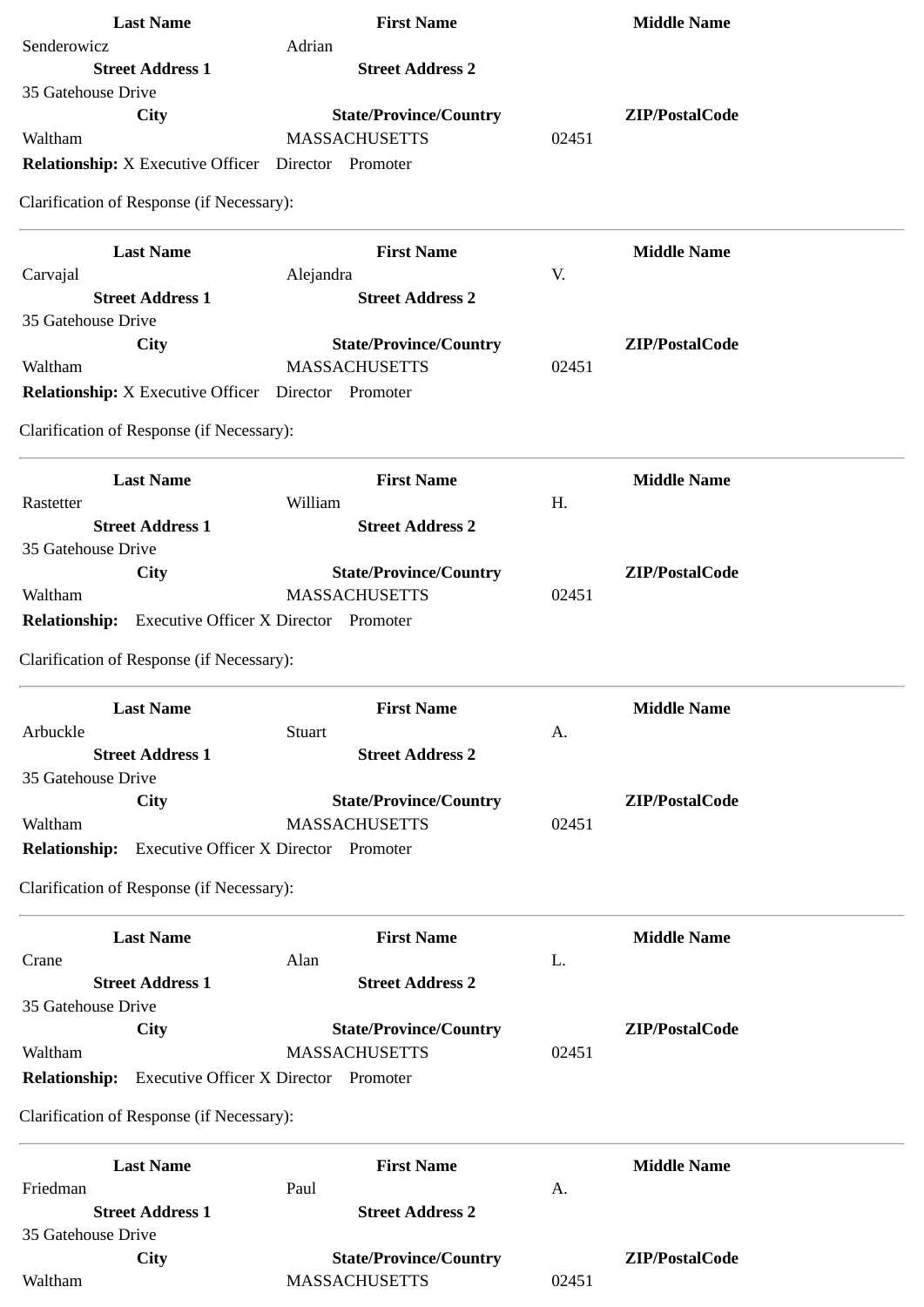| Last Name | First Name | Middle Name |
|---|---|---|
| Senderowicz | Adrian | |
| **Street Address 1** | **Street Address 2** | |
| 35 Gatehouse Drive | | |
| **City** | **State/Province/Country** | **ZIP/PostalCode** |
| Waltham | MASSACHUSETTS | 02451 |

**Relationship:** X Executive Officer Director Promoter

Clarification of Response (if Necessary):

---

| Last Name | First Name | Middle Name |
|---|---|---|
| Carvajal | Alejandra | V. |
| **Street Address 1** | **Street Address 2** | |
| 35 Gatehouse Drive | | |
| **City** | **State/Province/Country** | **ZIP/PostalCode** |
| Waltham | MASSACHUSETTS | 02451 |

**Relationship:** X Executive Officer Director Promoter

Clarification of Response (if Necessary):

---

| Last Name | First Name | Middle Name |
|---|---|---|
| Rastetter | William | H. |
| **Street Address 1** | **Street Address 2** | |
| 35 Gatehouse Drive | | |
| **City** | **State/Province/Country** | **ZIP/PostalCode** |
| Waltham | MASSACHUSETTS | 02451 |

**Relationship:** Executive Officer X Director Promoter

Clarification of Response (if Necessary):

---

| Last Name | First Name | Middle Name |
|---|---|---|
| Arbuckle | Stuart | A. |
| **Street Address 1** | **Street Address 2** | |
| 35 Gatehouse Drive | | |
| **City** | **State/Province/Country** | **ZIP/PostalCode** |
| Waltham | MASSACHUSETTS | 02451 |

**Relationship:** Executive Officer X Director Promoter

Clarification of Response (if Necessary):

---

| Last Name | First Name | Middle Name |
|---|---|---|
| Crane | Alan | L. |
| **Street Address 1** | **Street Address 2** | |
| 35 Gatehouse Drive | | |
| **City** | **State/Province/Country** | **ZIP/PostalCode** |
| Waltham | MASSACHUSETTS | 02451 |

**Relationship:** Executive Officer X Director Promoter

Clarification of Response (if Necessary):

---

| Last Name | First Name | Middle Name |
|---|---|---|
| Friedman | Paul | A. |
| **Street Address 1** | **Street Address 2** | |
| 35 Gatehouse Drive | | |
| **City** | **State/Province/Country** | **ZIP/PostalCode** |
| Waltham | MASSACHUSETTS | 02451 |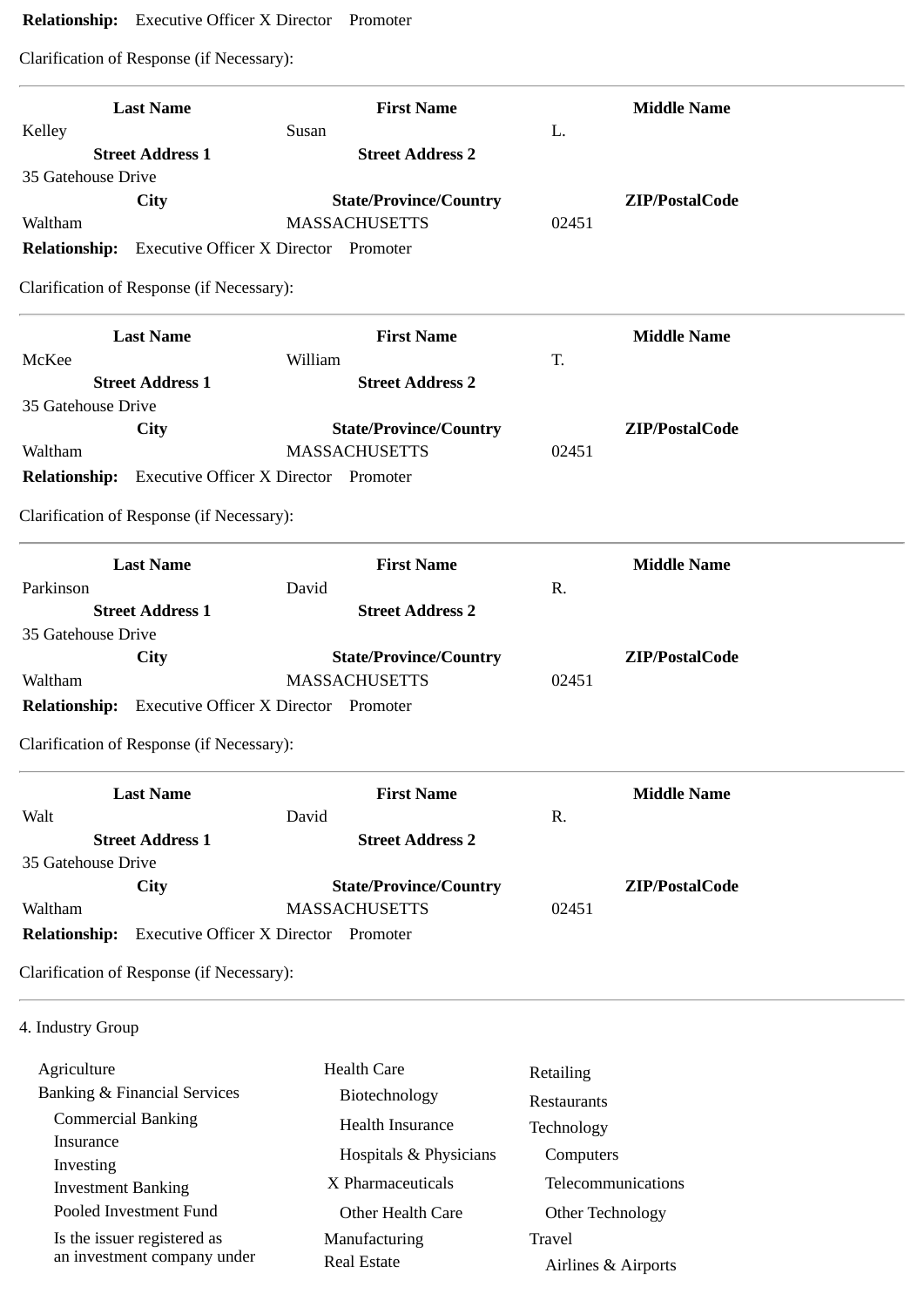**Relationship:** Executive Officer X Director Promoter

Clarification of Response (if Necessary):

---

| Last Name | First Name | Middle Name |
|---|---|---|
| Kelley | Susan | L. |
| **Street Address 1** | **Street Address 2** | |
| 35 Gatehouse Drive | | |
| **City** | **State/Province/Country** | **ZIP/PostalCode** |
| Waltham | MASSACHUSETTS | 02451 |

**Relationship:** Executive Officer X Director Promoter

Clarification of Response (if Necessary):

---

| Last Name | First Name | Middle Name |
|---|---|---|
| McKee | William | T. |
| **Street Address 1** | **Street Address 2** | |
| 35 Gatehouse Drive | | |
| **City** | **State/Province/Country** | **ZIP/PostalCode** |
| Waltham | MASSACHUSETTS | 02451 |

**Relationship:** Executive Officer X Director Promoter

Clarification of Response (if Necessary):

---

| Last Name | First Name | Middle Name |
|---|---|---|
| Parkinson | David | R. |
| **Street Address 1** | **Street Address 2** | |
| 35 Gatehouse Drive | | |
| **City** | **State/Province/Country** | **ZIP/PostalCode** |
| Waltham | MASSACHUSETTS | 02451 |

**Relationship:** Executive Officer X Director Promoter

Clarification of Response (if Necessary):

---

| Last Name | First Name | Middle Name |
|---|---|---|
| Walt | David | R. |
| **Street Address 1** | **Street Address 2** | |
| 35 Gatehouse Drive | | |
| **City** | **State/Province/Country** | **ZIP/PostalCode** |
| Waltham | MASSACHUSETTS | 02451 |

**Relationship:** Executive Officer X Director Promoter

Clarification of Response (if Necessary):

---

4. Industry Group

- Agriculture
- Banking & Financial Services
  - Commercial Banking
  - Insurance
  - Investing
  - Investment Banking
  - Pooled Investment Fund
  - Is the issuer registered as an investment company under
- Health Care
  - Biotechnology
  - Health Insurance
  - Hospitals & Physicians
  - X Pharmaceuticals
  - Other Health Care
- Manufacturing
- Real Estate
- Retailing
- Restaurants
- Technology
  - Computers
  - Telecommunications
  - Other Technology
- Travel
  - Airlines & Airports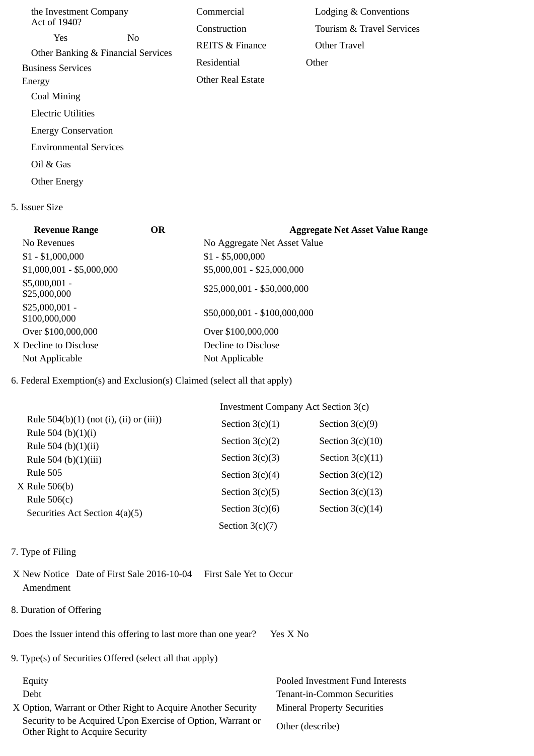the Investment Company Act of 1940?

Yes No

Other Banking & Financial Services

Business Services

Energy

Coal Mining

Electric Utilities

Energy Conservation

Environmental Services

Oil & Gas

Other Energy

Commercial

Construction

REITS & Finance

Residential

Other Real Estate

Lodging & Conventions

Tourism & Travel Services

Other Travel

Other

5. Issuer Size

| Revenue Range | OR | Aggregate Net Asset Value Range |
|---|---|---|
| No Revenues | | No Aggregate Net Asset Value |
| $1 - $1,000,000 | | $1 - $5,000,000 |
| $1,000,001 - $5,000,000 | | $5,000,001 - $25,000,000 |
| $5,000,001 - $25,000,000 | | $25,000,001 - $50,000,000 |
| $25,000,001 - $100,000,000 | | $50,000,001 - $100,000,000 |
| Over $100,000,000 | | Over $100,000,000 |
| X Decline to Disclose | | Decline to Disclose |
| Not Applicable | | Not Applicable |

6. Federal Exemption(s) and Exclusion(s) Claimed (select all that apply)

Rule 504(b)(1) (not (i), (ii) or (iii))

Rule 504 (b)(1)(i)

Rule 504 (b)(1)(ii)

Rule 504 (b)(1)(iii)

Rule 505

X Rule 506(b)

Rule 506(c)

Securities Act Section 4(a)(5)

Investment Company Act Section 3(c)

| | |
|---|---|
| Section 3(c)(1) | Section 3(c)(9) |
| Section 3(c)(2) | Section 3(c)(10) |
| Section 3(c)(3) | Section 3(c)(11) |
| Section 3(c)(4) | Section 3(c)(12) |
| Section 3(c)(5) | Section 3(c)(13) |
| Section 3(c)(6) | Section 3(c)(14) |
| Section 3(c)(7) | |

7. Type of Filing

X New Notice Date of First Sale 2016-10-04 First Sale Yet to Occur

Amendment

8. Duration of Offering

Does the Issuer intend this offering to last more than one year? Yes X No

9. Type(s) of Securities Offered (select all that apply)

Equity

Debt

X Option, Warrant or Other Right to Acquire Another Security

Security to be Acquired Upon Exercise of Option, Warrant or Other Right to Acquire Security

Pooled Investment Fund Interests

Tenant-in-Common Securities

Mineral Property Securities

Other (describe)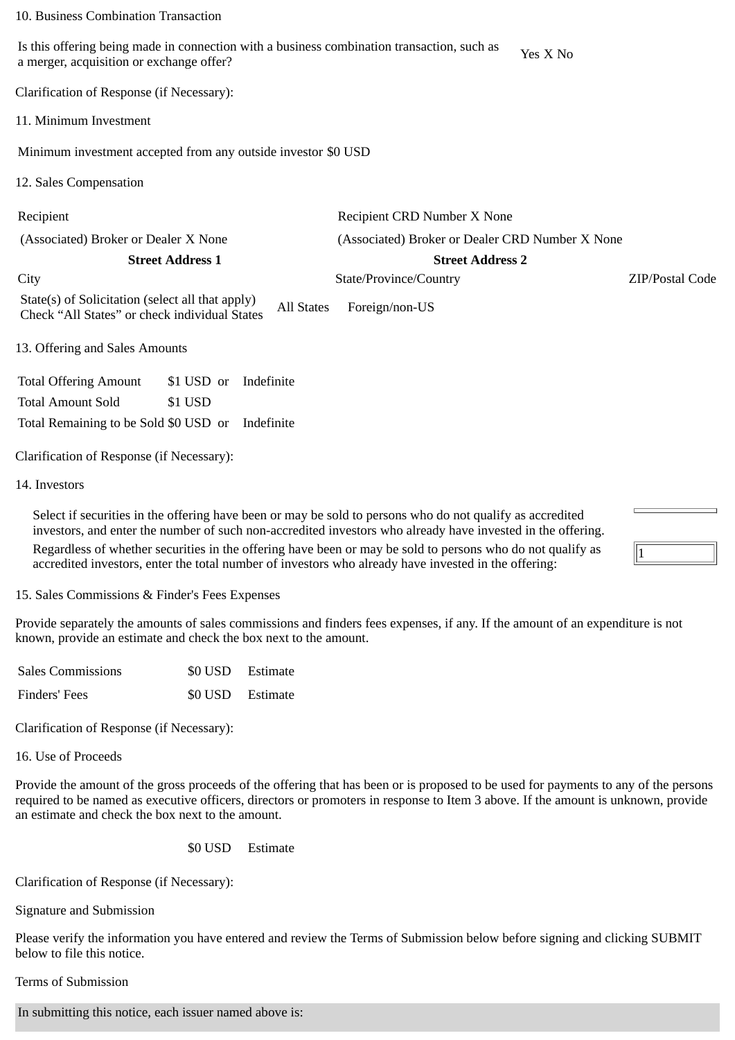10. Business Combination Transaction

| Is this offering being made in connection with a business combination transaction, such as a merger, acquisition or exchange offer? | Yes X No |
| --- | --- |

Clarification of Response (if Necessary):

11. Minimum Investment

Minimum investment accepted from any outside investor $0 USD

12. Sales Compensation

| Recipient | Recipient CRD Number X None | |
| --- | --- | --- |
| (Associated) Broker or Dealer X None | (Associated) Broker or Dealer CRD Number X None | |
| **Street Address 1** | **Street Address 2** | |
| City | State/Province/Country | ZIP/Postal Code |
| State(s) of Solicitation (select all that apply) Check "All States" or check individual States | All States Foreign/non-US | |

13. Offering and Sales Amounts

| | | |
| --- | --- | --- |
| Total Offering Amount | $1 USD or | Indefinite |
| Total Amount Sold | $1 USD | |
| Total Remaining to be Sold | $0 USD or | Indefinite |

Clarification of Response (if Necessary):

14. Investors

| | |
| --- | --- |
| Select if securities in the offering have been or may be sold to persons who do not qualify as accredited investors, and enter the number of such non-accredited investors who already have invested in the offering. | |
| Regardless of whether securities in the offering have been or may be sold to persons who do not qualify as accredited investors, enter the total number of investors who already have invested in the offering: | 1 |

15. Sales Commissions & Finder's Fees Expenses

Provide separately the amounts of sales commissions and finders fees expenses, if any. If the amount of an expenditure is not known, provide an estimate and check the box next to the amount.

| | | |
| --- | --- | --- |
| Sales Commissions | $0 USD | Estimate |
| Finders' Fees | $0 USD | Estimate |

Clarification of Response (if Necessary):

16. Use of Proceeds

Provide the amount of the gross proceeds of the offering that has been or is proposed to be used for payments to any of the persons required to be named as executive officers, directors or promoters in response to Item 3 above. If the amount is unknown, provide an estimate and check the box next to the amount.

$0 USD Estimate

Clarification of Response (if Necessary):

Signature and Submission

Please verify the information you have entered and review the Terms of Submission below before signing and clicking SUBMIT below to file this notice.

Terms of Submission

In submitting this notice, each issuer named above is: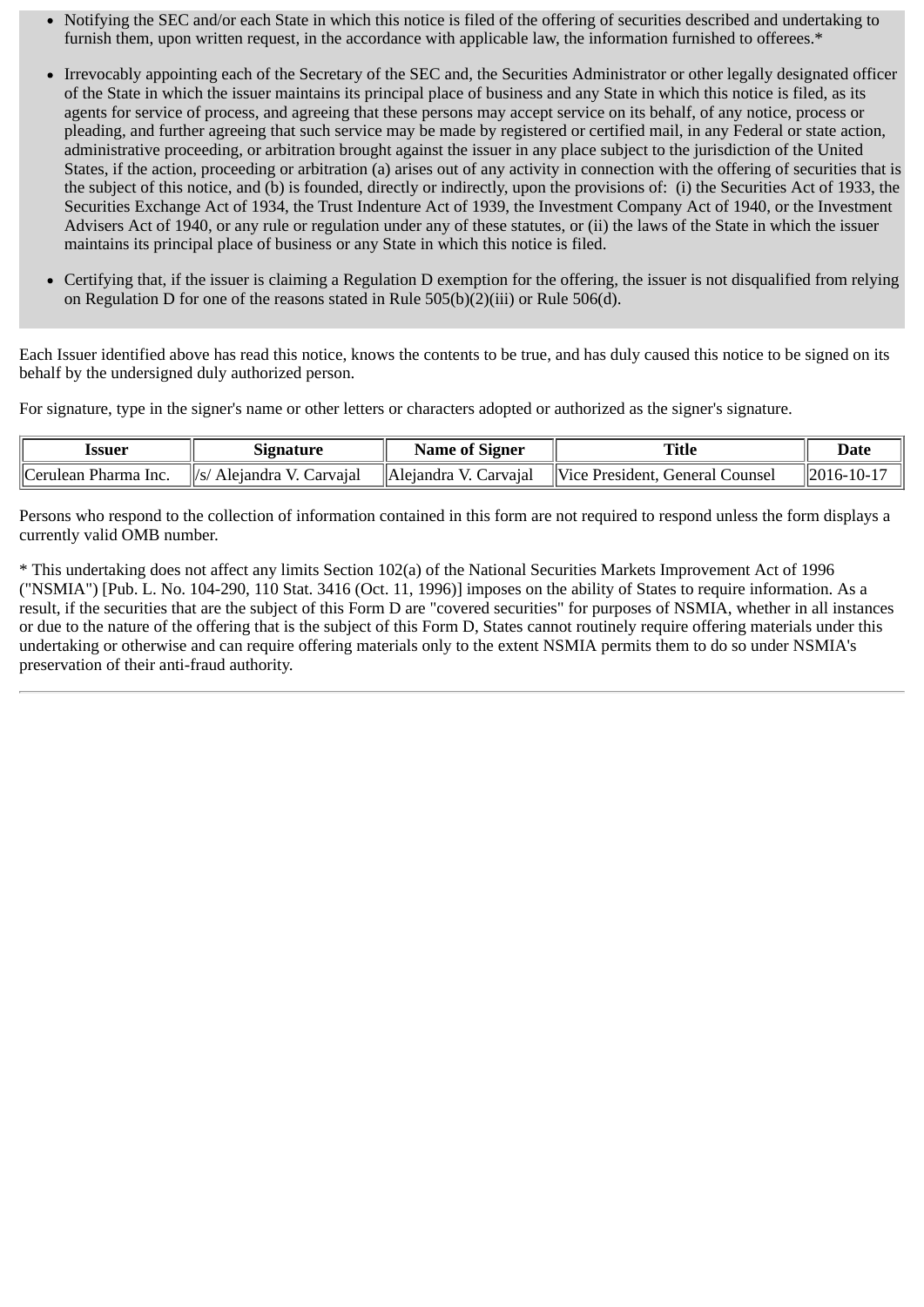- Notifying the SEC and/or each State in which this notice is filed of the offering of securities described and undertaking to furnish them, upon written request, in the accordance with applicable law, the information furnished to offerees.*
- Irrevocably appointing each of the Secretary of the SEC and, the Securities Administrator or other legally designated officer of the State in which the issuer maintains its principal place of business and any State in which this notice is filed, as its agents for service of process, and agreeing that these persons may accept service on its behalf, of any notice, process or pleading, and further agreeing that such service may be made by registered or certified mail, in any Federal or state action, administrative proceeding, or arbitration brought against the issuer in any place subject to the jurisdiction of the United States, if the action, proceeding or arbitration (a) arises out of any activity in connection with the offering of securities that is the subject of this notice, and (b) is founded, directly or indirectly, upon the provisions of: (i) the Securities Act of 1933, the Securities Exchange Act of 1934, the Trust Indenture Act of 1939, the Investment Company Act of 1940, or the Investment Advisers Act of 1940, or any rule or regulation under any of these statutes, or (ii) the laws of the State in which the issuer maintains its principal place of business or any State in which this notice is filed.
- Certifying that, if the issuer is claiming a Regulation D exemption for the offering, the issuer is not disqualified from relying on Regulation D for one of the reasons stated in Rule 505(b)(2)(iii) or Rule 506(d).

Each Issuer identified above has read this notice, knows the contents to be true, and has duly caused this notice to be signed on its behalf by the undersigned duly authorized person.

For signature, type in the signer's name or other letters or characters adopted or authorized as the signer's signature.

| Issuer | Signature | Name of Signer | Title | Date |
|---|---|---|---|---|
| Cerulean Pharma Inc. | /s/ Alejandra V. Carvajal | Alejandra V. Carvajal | Vice President, General Counsel | 2016-10-17 |

Persons who respond to the collection of information contained in this form are not required to respond unless the form displays a currently valid OMB number.

* This undertaking does not affect any limits Section 102(a) of the National Securities Markets Improvement Act of 1996 ("NSMIA") [Pub. L. No. 104-290, 110 Stat. 3416 (Oct. 11, 1996)] imposes on the ability of States to require information. As a result, if the securities that are the subject of this Form D are "covered securities" for purposes of NSMIA, whether in all instances or due to the nature of the offering that is the subject of this Form D, States cannot routinely require offering materials under this undertaking or otherwise and can require offering materials only to the extent NSMIA permits them to do so under NSMIA's preservation of their anti-fraud authority.